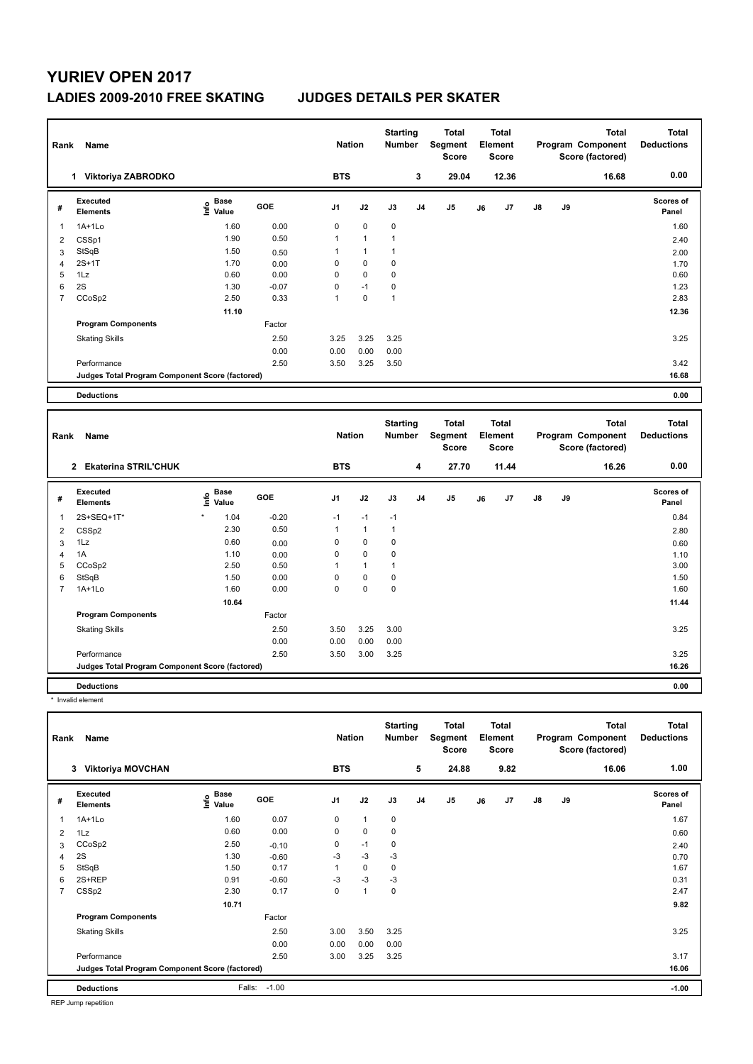# YURIEV OPEN 2017

## LADIES 2009-2010 FREE SKATING JUDGES DETAILS PER SKATER

| Rank | Name | Nation | Starting Number | Total Segment Score | Total Element Score | Total Program Component Score (factored) | Total Deductions |
|---|---|---|---|---|---|---|---|
| 1 | Viktoriya ZABRODKO | BTS | 3 | 29.04 | 12.36 | 16.68 | 0.00 |

| # | Executed Elements | Info | Base Value | GOE | J1 | J2 | J3 | J4 | J5 | J6 | J7 | J8 | J9 | Scores of Panel |
|---|---|---|---|---|---|---|---|---|---|---|---|---|---|---|
| 1 | 1A+1Lo | | 1.60 | 0.00 | 0 | 0 | 0 | | | | | | | 1.60 |
| 2 | CSSp1 | | 1.90 | 0.50 | 1 | 1 | 1 | | | | | | | 2.40 |
| 3 | StSqB | | 1.50 | 0.50 | 1 | 1 | 1 | | | | | | | 2.00 |
| 4 | 2S+1T | | 1.70 | 0.00 | 0 | 0 | 0 | | | | | | | 1.70 |
| 5 | 1Lz | | 0.60 | 0.00 | 0 | 0 | 0 | | | | | | | 0.60 |
| 6 | 2S | | 1.30 | -0.07 | 0 | -1 | 0 | | | | | | | 1.23 |
| 7 | CCoSp2 | | 2.50 | 0.33 | 1 | 0 | 1 | | | | | | | 2.83 |
| | | | 11.10 | | | | | | | | | | | 12.36 |
| | **Program Components** | | | Factor | | | | | | | | | | |
| | Skating Skills | | | 2.50 | 3.25 | 3.25 | 3.25 | | | | | | | 3.25 |
| | | | | 0.00 | 0.00 | 0.00 | 0.00 | | | | | | | |
| | Performance | | | 2.50 | 3.50 | 3.25 | 3.50 | | | | | | | 3.42 |
| | **Judges Total Program Component Score (factored)** | | | | | | | | | | | | | 16.68 |
| | **Deductions** | | | | | | | | | | | | | 0.00 |

| Rank | Name | Nation | Starting Number | Total Segment Score | Total Element Score | Total Program Component Score (factored) | Total Deductions |
|---|---|---|---|---|---|---|---|
| 2 | Ekaterina STRIL'CHUK | BTS | 4 | 27.70 | 11.44 | 16.26 | 0.00 |

| # | Executed Elements | Info | Base Value | GOE | J1 | J2 | J3 | J4 | J5 | J6 | J7 | J8 | J9 | Scores of Panel |
|---|---|---|---|---|---|---|---|---|---|---|---|---|---|---|
| 1 | 2S+SEQ+1T* | * | 1.04 | -0.20 | -1 | -1 | -1 | | | | | | | 0.84 |
| 2 | CSSp2 | | 2.30 | 0.50 | 1 | 1 | 1 | | | | | | | 2.80 |
| 3 | 1Lz | | 0.60 | 0.00 | 0 | 0 | 0 | | | | | | | 0.60 |
| 4 | 1A | | 1.10 | 0.00 | 0 | 0 | 0 | | | | | | | 1.10 |
| 5 | CCoSp2 | | 2.50 | 0.50 | 1 | 1 | 1 | | | | | | | 3.00 |
| 6 | StSqB | | 1.50 | 0.00 | 0 | 0 | 0 | | | | | | | 1.50 |
| 7 | 1A+1Lo | | 1.60 | 0.00 | 0 | 0 | 0 | | | | | | | 1.60 |
| | | | 10.64 | | | | | | | | | | | 11.44 |
| | **Program Components** | | | Factor | | | | | | | | | | |
| | Skating Skills | | | 2.50 | 3.50 | 3.25 | 3.00 | | | | | | | 3.25 |
| | | | | 0.00 | 0.00 | 0.00 | 0.00 | | | | | | | |
| | Performance | | | 2.50 | 3.50 | 3.00 | 3.25 | | | | | | | 3.25 |
| | **Judges Total Program Component Score (factored)** | | | | | | | | | | | | | 16.26 |
| | **Deductions** | | | | | | | | | | | | | 0.00 |

* Invalid element

| Rank | Name | Nation | Starting Number | Total Segment Score | Total Element Score | Total Program Component Score (factored) | Total Deductions |
|---|---|---|---|---|---|---|---|
| 3 | Viktoriya MOVCHAN | BTS | 5 | 24.88 | 9.82 | 16.06 | 1.00 |

| # | Executed Elements | Info | Base Value | GOE | J1 | J2 | J3 | J4 | J5 | J6 | J7 | J8 | J9 | Scores of Panel |
|---|---|---|---|---|---|---|---|---|---|---|---|---|---|---|
| 1 | 1A+1Lo | | 1.60 | 0.07 | 0 | 1 | 0 | | | | | | | 1.67 |
| 2 | 1Lz | | 0.60 | 0.00 | 0 | 0 | 0 | | | | | | | 0.60 |
| 3 | CCoSp2 | | 2.50 | -0.10 | 0 | -1 | 0 | | | | | | | 2.40 |
| 4 | 2S | | 1.30 | -0.60 | -3 | -3 | -3 | | | | | | | 0.70 |
| 5 | StSqB | | 1.50 | 0.17 | 1 | 0 | 0 | | | | | | | 1.67 |
| 6 | 2S+REP | | 0.91 | -0.60 | -3 | -3 | -3 | | | | | | | 0.31 |
| 7 | CSSp2 | | 2.30 | 0.17 | 0 | 1 | 0 | | | | | | | 2.47 |
| | | | 10.71 | | | | | | | | | | | 9.82 |
| | **Program Components** | | | Factor | | | | | | | | | | |
| | Skating Skills | | | 2.50 | 3.00 | 3.50 | 3.25 | | | | | | | 3.25 |
| | | | | 0.00 | 0.00 | 0.00 | 0.00 | | | | | | | |
| | Performance | | | 2.50 | 3.00 | 3.25 | 3.25 | | | | | | | 3.17 |
| | **Judges Total Program Component Score (factored)** | | | | | | | | | | | | | 16.06 |
| | **Deductions** | | Falls: | -1.00 | | | | | | | | | | -1.00 |

REP Jump repetition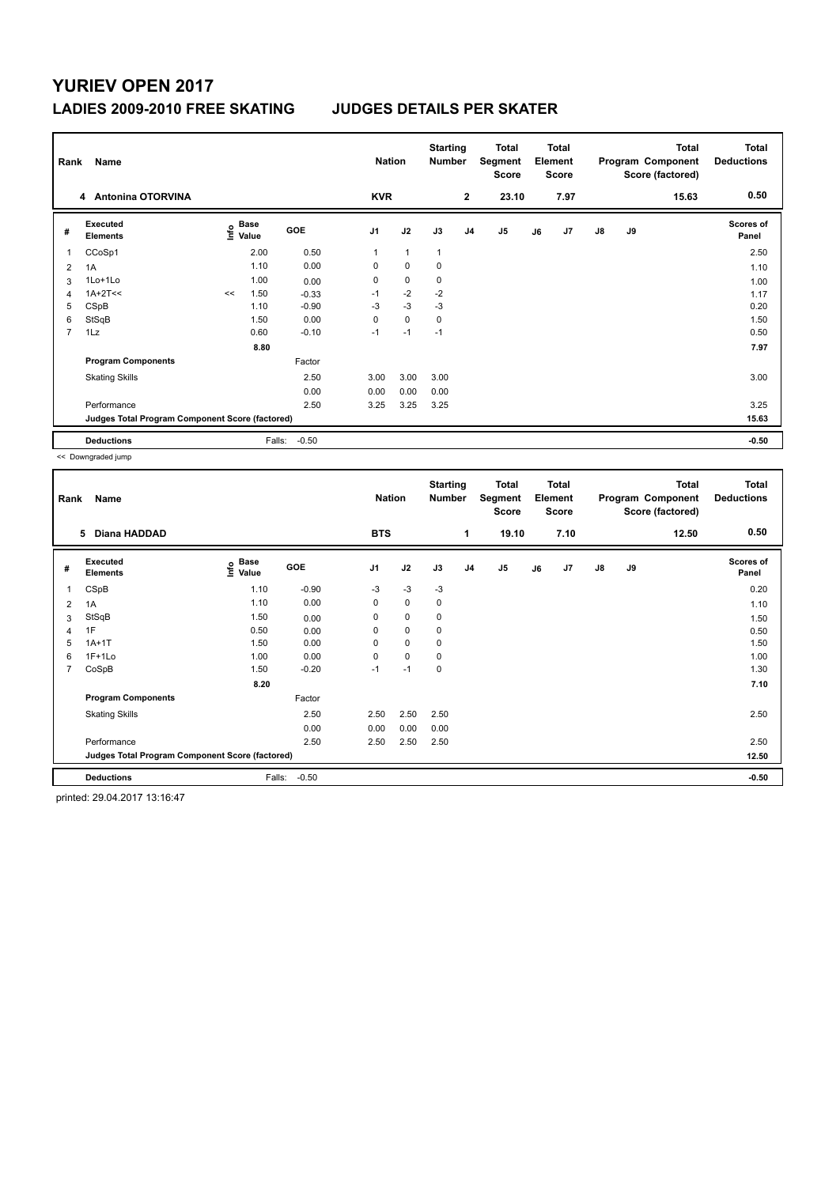# YURIEV OPEN 2017

## LADIES 2009-2010 FREE SKATING JUDGES DETAILS PER SKATER

| Rank | Name | Nation | Starting Number | Total Segment Score | Total Element Score | Total Program Component Score (factored) | Total Deductions |
|---|---|---|---|---|---|---|---|
| 4 | Antonina OTORVINA | KVR | 2 | 23.10 | 7.97 | 15.63 | 0.50 |

| # | Executed Elements | Info | Base Value | GOE | J1 | J2 | J3 | J4 | J5 | J6 | J7 | J8 | J9 | Scores of Panel |
|---|---|---|---|---|---|---|---|---|---|---|---|---|---|---|
| 1 | CCoSp1 | | 2.00 | 0.50 | 1 | 1 | 1 | | | | | | | 2.50 |
| 2 | 1A | | 1.10 | 0.00 | 0 | 0 | 0 | | | | | | | 1.10 |
| 3 | 1Lo+1Lo | | 1.00 | 0.00 | 0 | 0 | 0 | | | | | | | 1.00 |
| 4 | 1A+2T<< | << | 1.50 | -0.33 | -1 | -2 | -2 | | | | | | | 1.17 |
| 5 | CSpB | | 1.10 | -0.90 | -3 | -3 | -3 | | | | | | | 0.20 |
| 6 | StSqB | | 1.50 | 0.00 | 0 | 0 | 0 | | | | | | | 1.50 |
| 7 | 1Lz | | 0.60 | -0.10 | -1 | -1 | -1 | | | | | | | 0.50 |
| | | | 8.80 | | | | | | | | | | | 7.97 |
| | Program Components | | | Factor | | | | | | | | | | |
| | Skating Skills | | | 2.50 | 3.00 | 3.00 | 3.00 | | | | | | | 3.00 |
| | | | | 0.00 | 0.00 | 0.00 | 0.00 | | | | | | | |
| | Performance | | | 2.50 | 3.25 | 3.25 | 3.25 | | | | | | | 3.25 |
| | Judges Total Program Component Score (factored) | | | | | | | | | | | | | 15.63 |
| | Deductions | | Falls: | -0.50 | | | | | | | | | | -0.50 |

<< Downgraded jump

| Rank | Name | Nation | Starting Number | Total Segment Score | Total Element Score | Total Program Component Score (factored) | Total Deductions |
|---|---|---|---|---|---|---|---|
| 5 | Diana HADDAD | BTS | 1 | 19.10 | 7.10 | 12.50 | 0.50 |

| # | Executed Elements | Info | Base Value | GOE | J1 | J2 | J3 | J4 | J5 | J6 | J7 | J8 | J9 | Scores of Panel |
|---|---|---|---|---|---|---|---|---|---|---|---|---|---|---|
| 1 | CSpB | | 1.10 | -0.90 | -3 | -3 | -3 | | | | | | | 0.20 |
| 2 | 1A | | 1.10 | 0.00 | 0 | 0 | 0 | | | | | | | 1.10 |
| 3 | StSqB | | 1.50 | 0.00 | 0 | 0 | 0 | | | | | | | 1.50 |
| 4 | 1F | | 0.50 | 0.00 | 0 | 0 | 0 | | | | | | | 0.50 |
| 5 | 1A+1T | | 1.50 | 0.00 | 0 | 0 | 0 | | | | | | | 1.50 |
| 6 | 1F+1Lo | | 1.00 | 0.00 | 0 | 0 | 0 | | | | | | | 1.00 |
| 7 | CoSpB | | 1.50 | -0.20 | -1 | -1 | 0 | | | | | | | 1.30 |
| | | | 8.20 | | | | | | | | | | | 7.10 |
| | Program Components | | | Factor | | | | | | | | | | |
| | Skating Skills | | | 2.50 | 2.50 | 2.50 | 2.50 | | | | | | | 2.50 |
| | | | | 0.00 | 0.00 | 0.00 | 0.00 | | | | | | | |
| | Performance | | | 2.50 | 2.50 | 2.50 | 2.50 | | | | | | | 2.50 |
| | Judges Total Program Component Score (factored) | | | | | | | | | | | | | 12.50 |
| | Deductions | | Falls: | -0.50 | | | | | | | | | | -0.50 |

printed: 29.04.2017 13:16:47